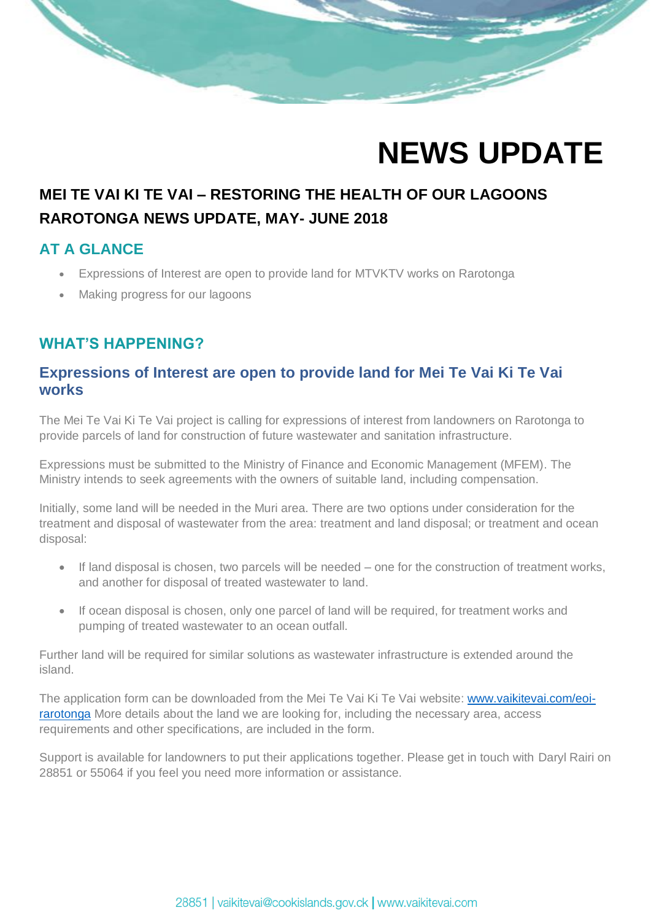# NEWS UPDATE

## MEI TE VAI KI TE VAI – RESTORING THE HEALTH OF OUR LAGOONS
## RAROTONGA NEWS UPDATE, MAY- JUNE 2018

### AT A GLANCE

- Expressions of Interest are open to provide land for MTVKTV works on Rarotonga
- Making progress for our lagoons

### WHAT'S HAPPENING?

### Expressions of Interest are open to provide land for Mei Te Vai Ki Te Vai works

The Mei Te Vai Ki Te Vai project is calling for expressions of interest from landowners on Rarotonga to provide parcels of land for construction of future wastewater and sanitation infrastructure.

Expressions must be submitted to the Ministry of Finance and Economic Management (MFEM). The Ministry intends to seek agreements with the owners of suitable land, including compensation.

Initially, some land will be needed in the Muri area. There are two options under consideration for the treatment and disposal of wastewater from the area: treatment and land disposal; or treatment and ocean disposal:

- If land disposal is chosen, two parcels will be needed – one for the construction of treatment works, and another for disposal of treated wastewater to land.
- If ocean disposal is chosen, only one parcel of land will be required, for treatment works and pumping of treated wastewater to an ocean outfall.

Further land will be required for similar solutions as wastewater infrastructure is extended around the island.

The application form can be downloaded from the Mei Te Vai Ki Te Vai website: [www.vaikitevai.com/eoi-rarotonga](http://www.vaikitevai.com/eoi-rarotonga) More details about the land we are looking for, including the necessary area, access requirements and other specifications, are included in the form.

Support is available for landowners to put their applications together. Please get in touch with Daryl Rairi on 28851 or 55064 if you feel you need more information or assistance.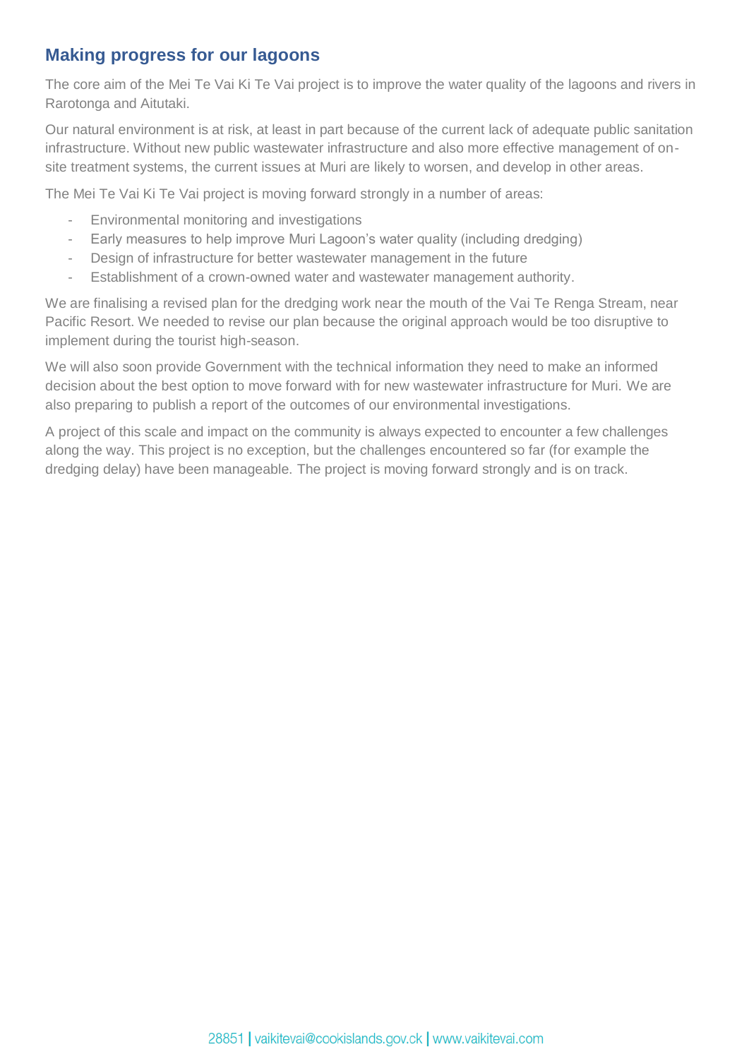## Making progress for our lagoons

The core aim of the Mei Te Vai Ki Te Vai project is to improve the water quality of the lagoons and rivers in Rarotonga and Aitutaki.

Our natural environment is at risk, at least in part because of the current lack of adequate public sanitation infrastructure. Without new public wastewater infrastructure and also more effective management of on-site treatment systems, the current issues at Muri are likely to worsen, and develop in other areas.

The Mei Te Vai Ki Te Vai project is moving forward strongly in a number of areas:

- Environmental monitoring and investigations
- Early measures to help improve Muri Lagoon's water quality (including dredging)
- Design of infrastructure for better wastewater management in the future
- Establishment of a crown-owned water and wastewater management authority.

We are finalising a revised plan for the dredging work near the mouth of the Vai Te Renga Stream, near Pacific Resort. We needed to revise our plan because the original approach would be too disruptive to implement during the tourist high-season.

We will also soon provide Government with the technical information they need to make an informed decision about the best option to move forward with for new wastewater infrastructure for Muri. We are also preparing to publish a report of the outcomes of our environmental investigations.

A project of this scale and impact on the community is always expected to encounter a few challenges along the way. This project is no exception, but the challenges encountered so far (for example the dredging delay) have been manageable. The project is moving forward strongly and is on track.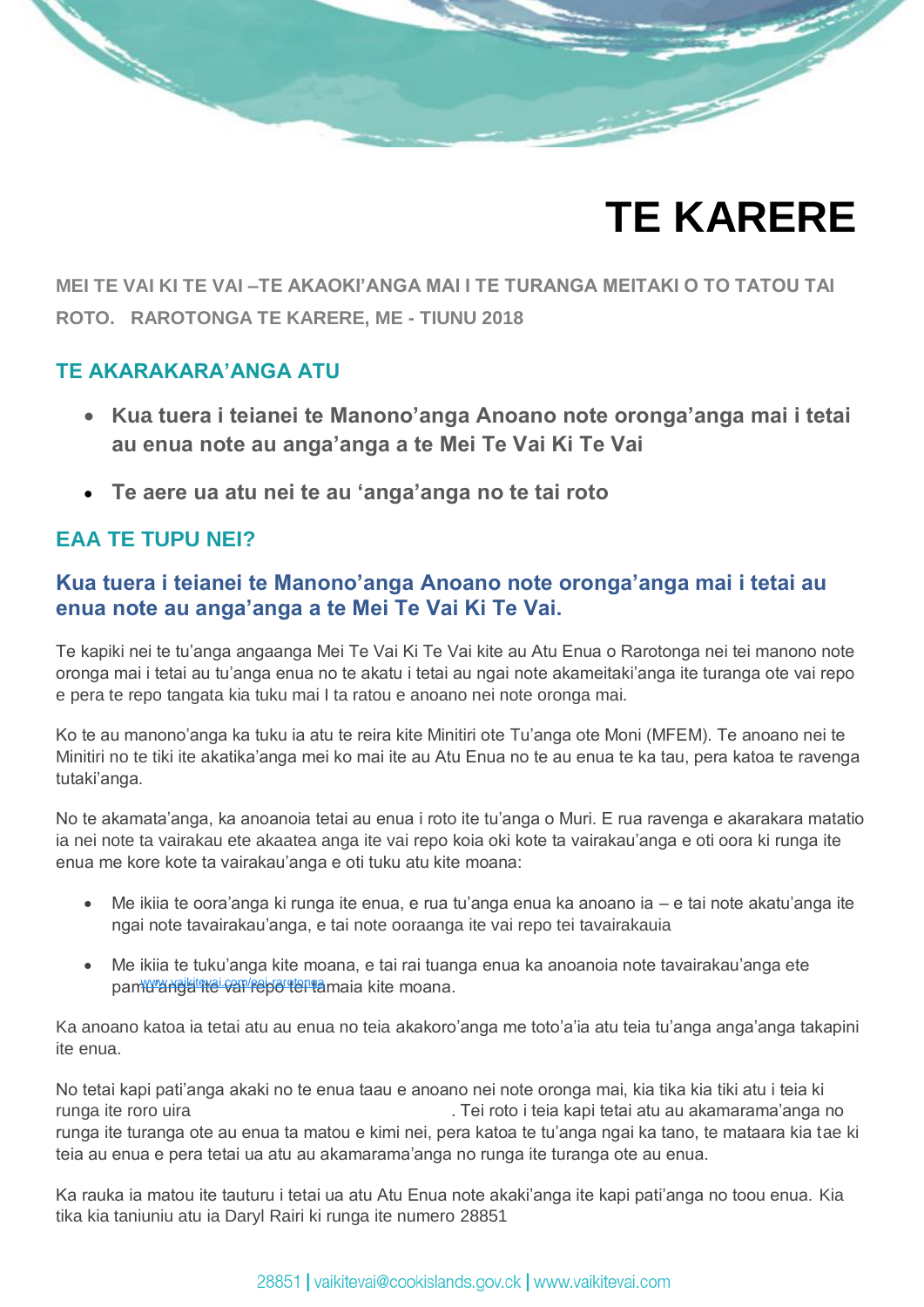# TE KARERE

**MEI TE VAI KI TE VAI –TE AKAOKI'ANGA MAI I TE TURANGA MEITAKI O TO TATOU TAI ROTO. RAROTONGA TE KARERE, ME - TIUNU 2018**

## TE AKARAKARA'ANGA ATU

- **Kua tuera i teianei te Manono'anga Anoano note oronga'anga mai i tetai au enua note au anga'anga a te Mei Te Vai Ki Te Vai**
- **Te aere ua atu nei te au 'anga'anga no te tai roto**

## EAA TE TUPU NEI?

### Kua tuera i teianei te Manono'anga Anoano note oronga'anga mai i tetai au enua note au anga'anga a te Mei Te Vai Ki Te Vai.

Te kapiki nei te tu'anga angaanga Mei Te Vai Ki Te Vai kite au Atu Enua o Rarotonga nei tei manono note oronga mai i tetai au tu'anga enua no te akatu i tetai au ngai note akameitaki'anga ite turanga ote vai repo e pera te repo tangata kia tuku mai I ta ratou e anoano nei note oronga mai.

Ko te au manono'anga ka tuku ia atu te reira kite Minitiri ote Tu'anga ote Moni (MFEM). Te anoano nei te Minitiri no te tiki ite akatika'anga mei ko mai ite au Atu Enua no te au enua te ka tau, pera katoa te ravenga tutaki'anga.

No te akamata'anga, ka anoanoia tetai au enua i roto ite tu'anga o Muri. E rua ravenga e akarakara matatio ia nei note ta vairakau ete akaatea anga ite vai repo koia oki kote ta vairakau'anga e oti oora ki runga ite enua me kore kote ta vairakau'anga e oti tuku atu kite moana:

- Me ikiia te oora'anga ki runga ite enua, e rua tu'anga enua ka anoano ia – e tai note akatu'anga ite ngai note tavairakau'anga, e tai note ooraanga ite vai repo tei tavairakauia
- Me ikiia te tuku'anga kite moana, e tai rai tuanga enua ka anoanoia note tavairakau'anga ete pamu'anga ite vai repo tei tamaia kite moana.

Ka anoano katoa ia tetai atu au enua no teia akakoro'anga me toto'a'ia atu teia tu'anga anga'anga takapini ite enua.

No tetai kapi pati'anga akaki no te enua taau e anoano nei note oronga mai, kia tika kia tiki atu i teia ki runga ite roro uira www.vaikitevai.com/eoi-rarotonga. Tei roto i teia kapi tetai atu au akamarama'anga no runga ite turanga ote au enua ta matou e kimi nei, pera katoa te tu'anga ngai ka tano, te mataara kia tae ki teia au enua e pera tetai ua atu au akamarama'anga no runga ite turanga ote au enua.

Ka rauka ia matou ite tauturu i tetai ua atu Atu Enua note akaki'anga ite kapi pati'anga no toou enua. Kia tika kia taniuniu atu ia Daryl Rairi ki runga ite numero 28851

28851 | vaikitevai@cookislands.gov.ck | www.vaikitevai.com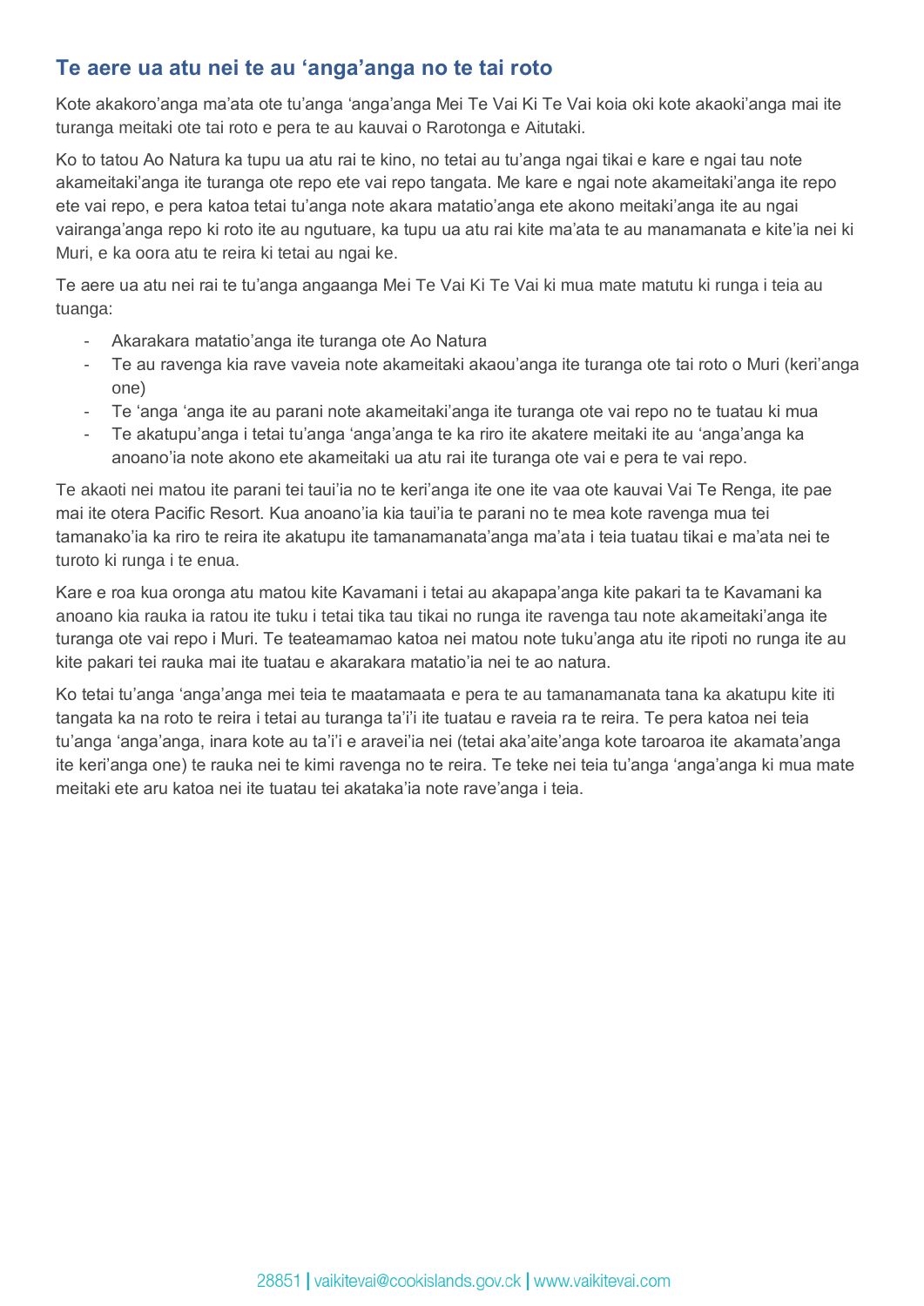## Te aere ua atu nei te au ‘anga’anga no te tai roto

Kote akakoro’anga ma’ata ote tu’anga ‘anga’anga Mei Te Vai Ki Te Vai koia oki kote akaoki’anga mai ite turanga meitaki ote tai roto e pera te au kauvai o Rarotonga e Aitutaki.

Ko to tatou Ao Natura ka tupu ua atu rai te kino, no tetai au tu’anga ngai tikai e kare e ngai tau note akameitaki’anga ite turanga ote repo ete vai repo tangata. Me kare e ngai note akameitaki’anga ite repo ete vai repo, e pera katoa tetai tu’anga note akara matatio’anga ete akono meitaki’anga ite au ngai vairanga’anga repo ki roto ite au ngutuare, ka tupu ua atu rai kite ma’ata te au manamanata e kite’ia nei ki Muri, e ka oora atu te reira ki tetai au ngai ke.

Te aere ua atu nei rai te tu’anga angaanga Mei Te Vai Ki Te Vai ki mua mate matutu ki runga i teia au tuanga:

- Akarakara matatio’anga ite turanga ote Ao Natura
- Te au ravenga kia rave vaveia note akameitaki akaou’anga ite turanga ote tai roto o Muri (keri’anga one)
- Te ‘anga ‘anga ite au parani note akameitaki’anga ite turanga ote vai repo no te tuatau ki mua
- Te akatupu’anga i tetai tu’anga ‘anga’anga te ka riro ite akatere meitaki ite au ‘anga’anga ka anoano’ia note akono ete akameitaki ua atu rai ite turanga ote vai e pera te vai repo.

Te akaoti nei matou ite parani tei taui’ia no te keri’anga ite one ite vaa ote kauvai Vai Te Renga, ite pae mai ite otera Pacific Resort. Kua anoano’ia kia taui’ia te parani no te mea kote ravenga mua tei tamanako’ia ka riro te reira ite akatupu ite tamanamanata’anga ma’ata i teia tuatau tikai e ma’ata nei te turoto ki runga i te enua.

Kare e roa kua oronga atu matou kite Kavamani i tetai au akapapa’anga kite pakari ta te Kavamani ka anoano kia rauka ia ratou ite tuku i tetai tika tau tikai no runga ite ravenga tau note akameitaki’anga ite turanga ote vai repo i Muri. Te teateamamao katoa nei matou note tuku’anga atu ite ripoti no runga ite au kite pakari tei rauka mai ite tuatau e akarakara matatio’ia nei te ao natura.

Ko tetai tu’anga ‘anga’anga mei teia te maatamaata e pera te au tamanamanata tana ka akatupu kite iti tangata ka na roto te reira i tetai au turanga ta’i’i ite tuatau e raveia ra te reira. Te pera katoa nei teia tu’anga ‘anga’anga, inara kote au ta’i’i e aravei’ia nei (tetai aka’aite’anga kote taroaroa ite akamata’anga ite keri’anga one) te rauka nei te kimi ravenga no te reira. Te teke nei teia tu’anga ‘anga’anga ki mua mate meitaki ete aru katoa nei ite tuatau tei akataka’ia note rave’anga i teia.

28851 | vaikitevai@cookislands.gov.ck | www.vaikitevai.com